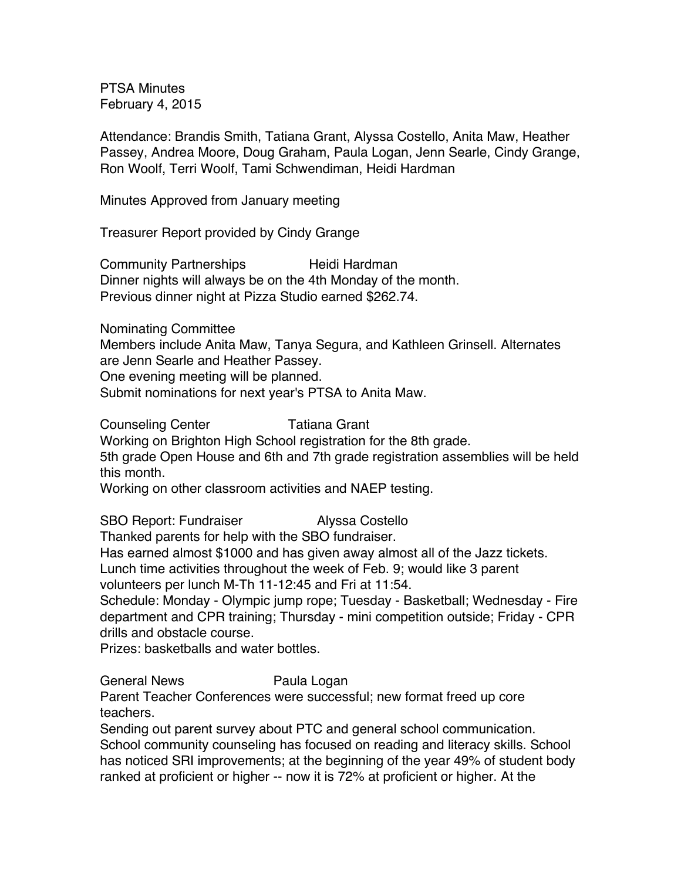PTSA Minutes
February 4, 2015

Attendance: Brandis Smith, Tatiana Grant, Alyssa Costello, Anita Maw, Heather Passey, Andrea Moore, Doug Graham, Paula Logan, Jenn Searle, Cindy Grange, Ron Woolf, Terri Woolf, Tami Schwendiman, Heidi Hardman

Minutes Approved from January meeting

Treasurer Report provided by Cindy Grange

Community Partnerships Heidi Hardman
Dinner nights will always be on the 4th Monday of the month.
Previous dinner night at Pizza Studio earned $262.74.

Nominating Committee
Members include Anita Maw, Tanya Segura, and Kathleen Grinsell. Alternates are Jenn Searle and Heather Passey.
One evening meeting will be planned.
Submit nominations for next year's PTSA to Anita Maw.

Counseling Center Tatiana Grant
Working on Brighton High School registration for the 8th grade.
5th grade Open House and 6th and 7th grade registration assemblies will be held this month.
Working on other classroom activities and NAEP testing.

SBO Report: Fundraiser Alyssa Costello
Thanked parents for help with the SBO fundraiser.
Has earned almost $1000 and has given away almost all of the Jazz tickets.
Lunch time activities throughout the week of Feb. 9; would like 3 parent volunteers per lunch M-Th 11-12:45 and Fri at 11:54.
Schedule: Monday - Olympic jump rope; Tuesday - Basketball; Wednesday - Fire department and CPR training; Thursday - mini competition outside; Friday - CPR drills and obstacle course.
Prizes: basketballs and water bottles.

General News Paula Logan
Parent Teacher Conferences were successful; new format freed up core teachers.
Sending out parent survey about PTC and general school communication.
School community counseling has focused on reading and literacy skills. School has noticed SRI improvements; at the beginning of the year 49% of student body ranked at proficient or higher -- now it is 72% at proficient or higher. At the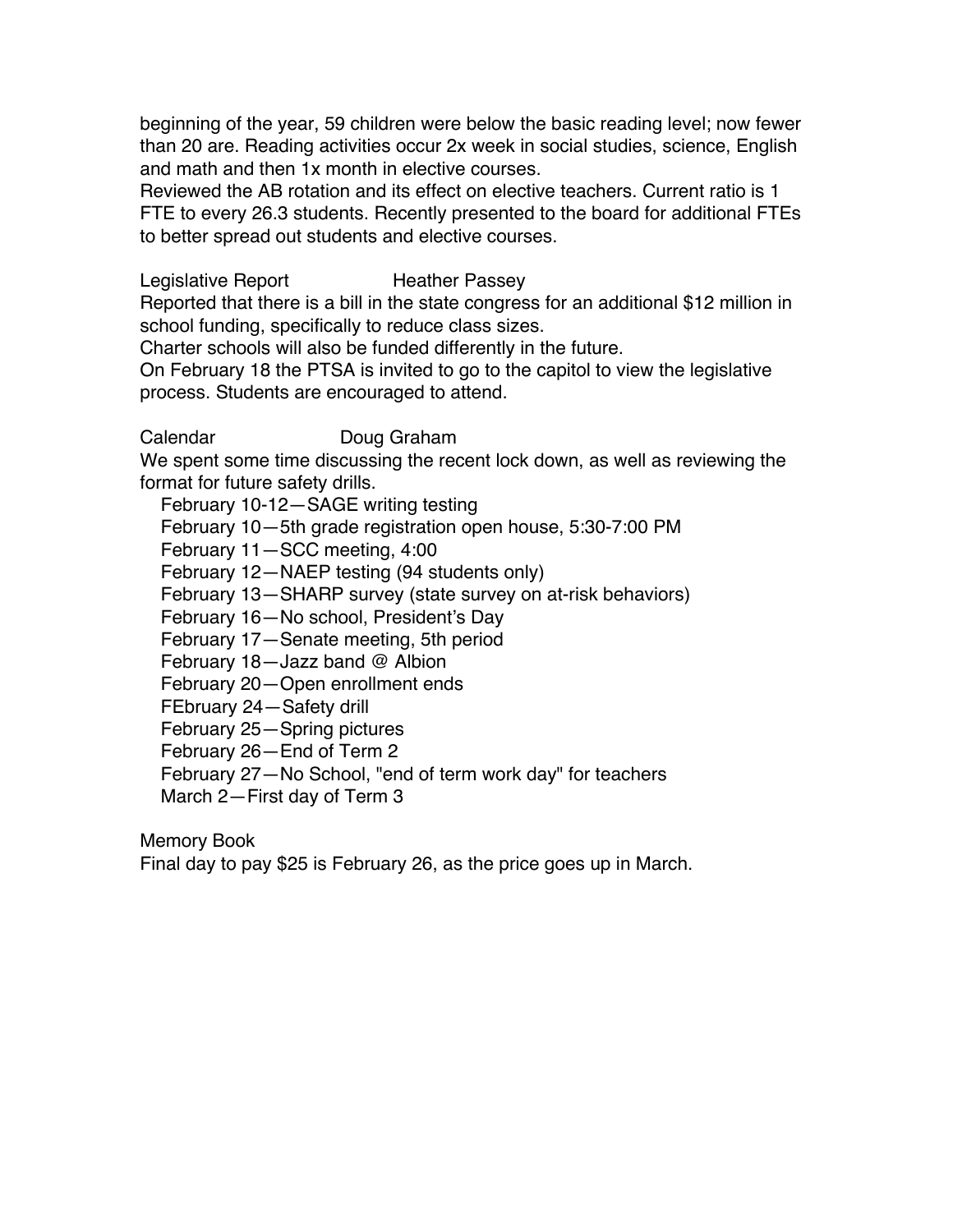beginning of the year, 59 children were below the basic reading level; now fewer than 20 are. Reading activities occur 2x week in social studies, science, English and math and then 1x month in elective courses.
Reviewed the AB rotation and its effect on elective teachers. Current ratio is 1 FTE to every 26.3 students. Recently presented to the board for additional FTEs to better spread out students and elective courses.

Legislative Report Heather Passey
Reported that there is a bill in the state congress for an additional $12 million in school funding, specifically to reduce class sizes.
Charter schools will also be funded differently in the future.
On February 18 the PTSA is invited to go to the capitol to view the legislative process. Students are encouraged to attend.

Calendar Doug Graham
We spent some time discussing the recent lock down, as well as reviewing the format for future safety drills.

- February 10-12—SAGE writing testing
- February 10—5th grade registration open house, 5:30-7:00 PM
- February 11—SCC meeting, 4:00
- February 12—NAEP testing (94 students only)
- February 13—SHARP survey (state survey on at-risk behaviors)
- February 16—No school, President's Day
- February 17—Senate meeting, 5th period
- February 18—Jazz band @ Albion
- February 20—Open enrollment ends
- FEbruary 24—Safety drill
- February 25—Spring pictures
- February 26—End of Term 2
- February 27—No School, "end of term work day" for teachers
- March 2—First day of Term 3

Memory Book
Final day to pay $25 is February 26, as the price goes up in March.